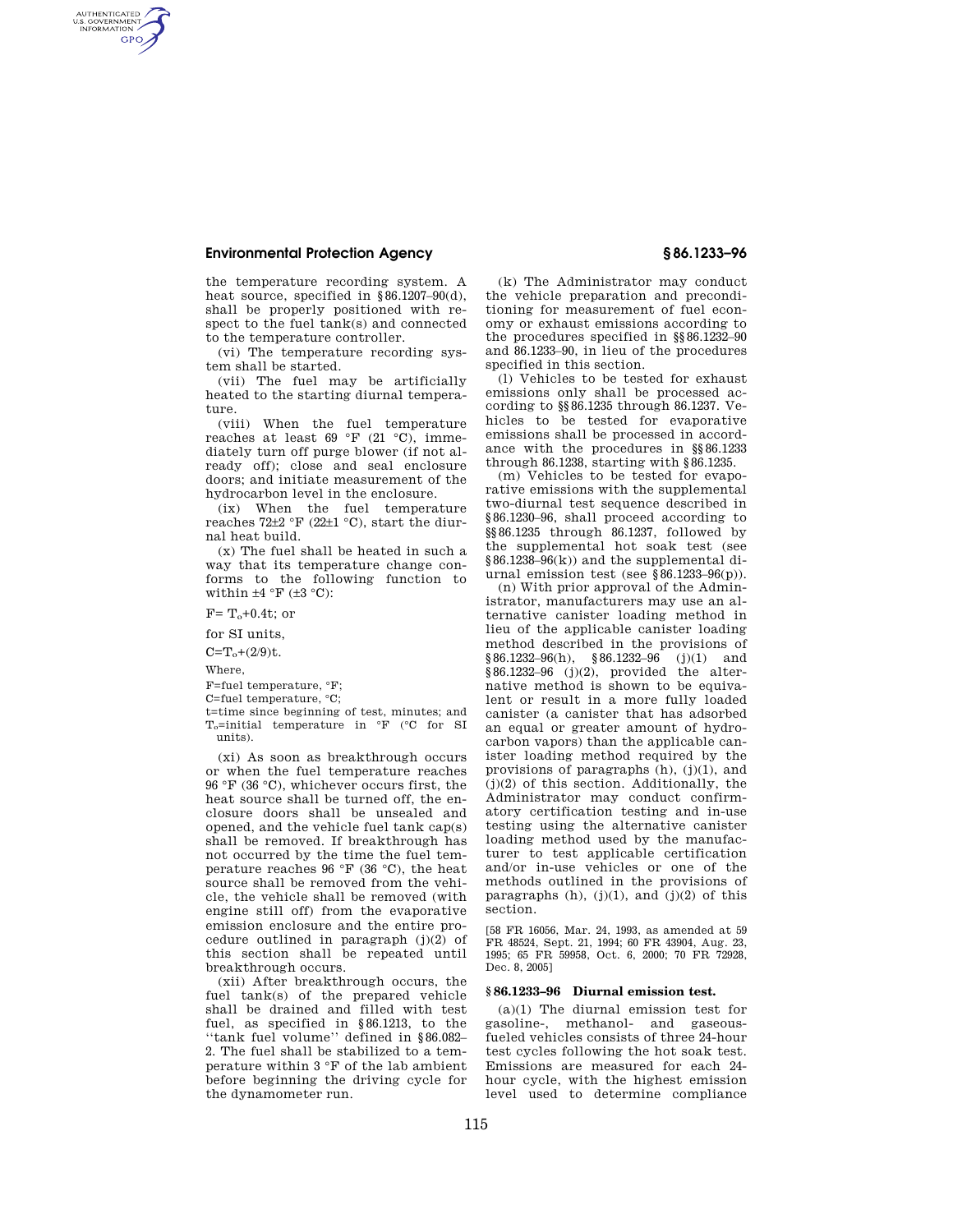the temperature recording system. A heat source, specified in §86.1207–90(d), shall be properly positioned with respect to the fuel tank(s) and connected to the temperature controller.

(vi) The temperature recording system shall be started.

(vii) The fuel may be artificially heated to the starting diurnal temperature.

(viii) When the fuel temperature reaches at least 69 °F (21 °C), immediately turn off purge blower (if not already off); close and seal enclosure doors; and initiate measurement of the hydrocarbon level in the enclosure.

(ix) When the fuel temperature reaches 72±2 °F (22±1 °C), start the diurnal heat build.

(x) The fuel shall be heated in such a way that its temperature change conforms to the following function to within ±4 °F (±3 °C):

$F = T_o + 0.4t$; or

for SI units,

$C = T_o + (2/9)t$.

Where,

F=fuel temperature, °F;

C=fuel temperature, °C;

t=time since beginning of test, minutes; and

$T_o$=initial temperature in °F (°C for SI units).

(xi) As soon as breakthrough occurs or when the fuel temperature reaches 96 °F (36 °C), whichever occurs first, the heat source shall be turned off, the enclosure doors shall be unsealed and opened, and the vehicle fuel tank cap(s) shall be removed. If breakthrough has not occurred by the time the fuel temperature reaches 96 °F (36 °C), the heat source shall be removed from the vehicle, the vehicle shall be removed (with engine still off) from the evaporative emission enclosure and the entire procedure outlined in paragraph (j)(2) of this section shall be repeated until breakthrough occurs.

(xii) After breakthrough occurs, the fuel tank(s) of the prepared vehicle shall be drained and filled with test fuel, as specified in §86.1213, to the "tank fuel volume" defined in §86.082–2. The fuel shall be stabilized to a temperature within 3 °F of the lab ambient before beginning the driving cycle for the dynamometer run.

(k) The Administrator may conduct the vehicle preparation and preconditioning for measurement of fuel economy or exhaust emissions according to the procedures specified in §§86.1232–90 and 86.1233–90, in lieu of the procedures specified in this section.

(l) Vehicles to be tested for exhaust emissions only shall be processed according to §§86.1235 through 86.1237. Vehicles to be tested for evaporative emissions shall be processed in accordance with the procedures in §§86.1233 through 86.1238, starting with §86.1235.

(m) Vehicles to be tested for evaporative emissions with the supplemental two-diurnal test sequence described in §86.1230–96, shall proceed according to §§86.1235 through 86.1237, followed by the supplemental hot soak test (see §86.1238–96(k)) and the supplemental diurnal emission test (see §86.1233–96(p)).

(n) With prior approval of the Administrator, manufacturers may use an alternative canister loading method in lieu of the applicable canister loading method described in the provisions of §86.1232–96(h), §86.1232–96 (j)(1) and §86.1232–96 (j)(2), provided the alternative method is shown to be equivalent or result in a more fully loaded canister (a canister that has adsorbed an equal or greater amount of hydrocarbon vapors) than the applicable canister loading method required by the provisions of paragraphs (h), (j)(1), and (j)(2) of this section. Additionally, the Administrator may conduct confirmatory certification testing and in-use testing using the alternative canister loading method used by the manufacturer to test applicable certification and/or in-use vehicles or one of the methods outlined in the provisions of paragraphs (h), (j)(1), and (j)(2) of this section.

[58 FR 16056, Mar. 24, 1993, as amended at 59 FR 48524, Sept. 21, 1994; 60 FR 43904, Aug. 23, 1995; 65 FR 59958, Oct. 6, 2000; 70 FR 72928, Dec. 8, 2005]

## §86.1233–96 Diurnal emission test.

(a)(1) The diurnal emission test for gasoline-, methanol- and gaseous-fueled vehicles consists of three 24-hour test cycles following the hot soak test. Emissions are measured for each 24-hour cycle, with the highest emission level used to determine compliance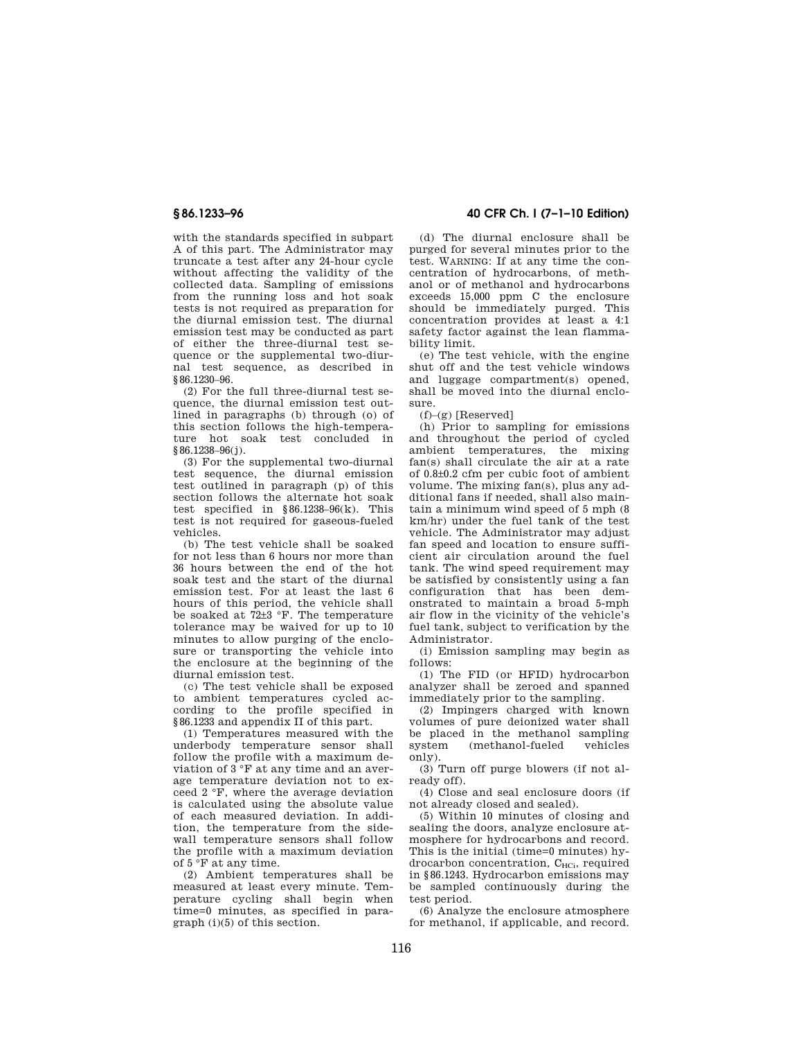with the standards specified in subpart A of this part. The Administrator may truncate a test after any 24-hour cycle without affecting the validity of the collected data. Sampling of emissions from the running loss and hot soak tests is not required as preparation for the diurnal emission test. The diurnal emission test may be conducted as part of either the three-diurnal test sequence or the supplemental two-diurnal test sequence, as described in §86.1230–96.

(2) For the full three-diurnal test sequence, the diurnal emission test outlined in paragraphs (b) through (o) of this section follows the high-temperature hot soak test concluded in §86.1238–96(j).

(3) For the supplemental two-diurnal test sequence, the diurnal emission test outlined in paragraph (p) of this section follows the alternate hot soak test specified in §86.1238–96(k). This test is not required for gaseous-fueled vehicles.

(b) The test vehicle shall be soaked for not less than 6 hours nor more than 36 hours between the end of the hot soak test and the start of the diurnal emission test. For at least the last 6 hours of this period, the vehicle shall be soaked at 72±3 °F. The temperature tolerance may be waived for up to 10 minutes to allow purging of the enclosure or transporting the vehicle into the enclosure at the beginning of the diurnal emission test.

(c) The test vehicle shall be exposed to ambient temperatures cycled according to the profile specified in §86.1233 and appendix II of this part.

(1) Temperatures measured with the underbody temperature sensor shall follow the profile with a maximum deviation of 3 °F at any time and an average temperature deviation not to exceed 2 °F, where the average deviation is calculated using the absolute value of each measured deviation. In addition, the temperature from the sidewall temperature sensors shall follow the profile with a maximum deviation of 5 °F at any time.

(2) Ambient temperatures shall be measured at least every minute. Temperature cycling shall begin when time=0 minutes, as specified in paragraph (i)(5) of this section.

(d) The diurnal enclosure shall be purged for several minutes prior to the test. WARNING: If at any time the concentration of hydrocarbons, of methanol or of methanol and hydrocarbons exceeds 15,000 ppm C the enclosure should be immediately purged. This concentration provides at least a 4:1 safety factor against the lean flammability limit.

(e) The test vehicle, with the engine shut off and the test vehicle windows and luggage compartment(s) opened, shall be moved into the diurnal enclosure.

(f)–(g) [Reserved]

(h) Prior to sampling for emissions and throughout the period of cycled ambient temperatures, the mixing fan(s) shall circulate the air at a rate of 0.8±0.2 cfm per cubic foot of ambient volume. The mixing fan(s), plus any additional fans if needed, shall also maintain a minimum wind speed of 5 mph (8 km/hr) under the fuel tank of the test vehicle. The Administrator may adjust fan speed and location to ensure sufficient air circulation around the fuel tank. The wind speed requirement may be satisfied by consistently using a fan configuration that has been demonstrated to maintain a broad 5-mph air flow in the vicinity of the vehicle's fuel tank, subject to verification by the Administrator.

(i) Emission sampling may begin as follows:

(1) The FID (or HFID) hydrocarbon analyzer shall be zeroed and spanned immediately prior to the sampling.

(2) Impingers charged with known volumes of pure deionized water shall be placed in the methanol sampling system (methanol-fueled vehicles only).

(3) Turn off purge blowers (if not already off).

(4) Close and seal enclosure doors (if not already closed and sealed).

(5) Within 10 minutes of closing and sealing the doors, analyze enclosure atmosphere for hydrocarbons and record. This is the initial (time=0 minutes) hydrocarbon concentration, $C_{HCi}$, required in §86.1243. Hydrocarbon emissions may be sampled continuously during the test period.

(6) Analyze the enclosure atmosphere for methanol, if applicable, and record.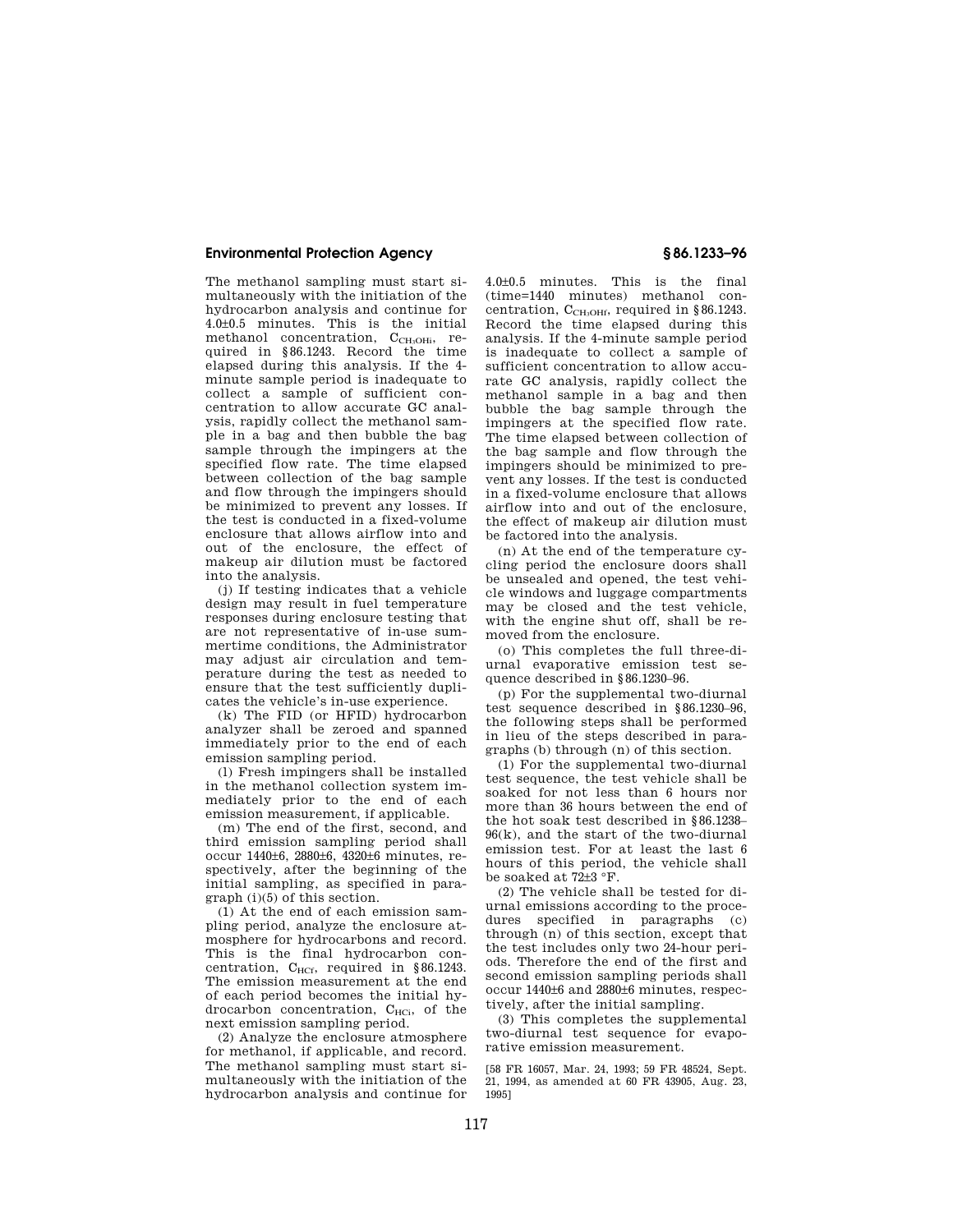The methanol sampling must start simultaneously with the initiation of the hydrocarbon analysis and continue for 4.0±0.5 minutes. This is the initial methanol concentration, $C_{CH_3OHi}$, required in §86.1243. Record the time elapsed during this analysis. If the 4-minute sample period is inadequate to collect a sample of sufficient concentration to allow accurate GC analysis, rapidly collect the methanol sample in a bag and then bubble the bag sample through the impingers at the specified flow rate. The time elapsed between collection of the bag sample and flow through the impingers should be minimized to prevent any losses. If the test is conducted in a fixed-volume enclosure that allows airflow into and out of the enclosure, the effect of makeup air dilution must be factored into the analysis.

(j) If testing indicates that a vehicle design may result in fuel temperature responses during enclosure testing that are not representative of in-use summertime conditions, the Administrator may adjust air circulation and temperature during the test as needed to ensure that the test sufficiently duplicates the vehicle's in-use experience.

(k) The FID (or HFID) hydrocarbon analyzer shall be zeroed and spanned immediately prior to the end of each emission sampling period.

(l) Fresh impingers shall be installed in the methanol collection system immediately prior to the end of each emission measurement, if applicable.

(m) The end of the first, second, and third emission sampling period shall occur 1440±6, 2880±6, 4320±6 minutes, respectively, after the beginning of the initial sampling, as specified in paragraph (i)(5) of this section.

(1) At the end of each emission sampling period, analyze the enclosure atmosphere for hydrocarbons and record. This is the final hydrocarbon concentration, $C_{HCf}$, required in §86.1243. The emission measurement at the end of each period becomes the initial hydrocarbon concentration, $C_{HCi}$, of the next emission sampling period.

(2) Analyze the enclosure atmosphere for methanol, if applicable, and record. The methanol sampling must start simultaneously with the initiation of the hydrocarbon analysis and continue for 4.0±0.5 minutes. This is the final (time=1440 minutes) methanol concentration, $C_{CH_3OHf}$, required in §86.1243. Record the time elapsed during this analysis. If the 4-minute sample period is inadequate to collect a sample of sufficient concentration to allow accurate GC analysis, rapidly collect the methanol sample in a bag and then bubble the bag sample through the impingers at the specified flow rate. The time elapsed between collection of the bag sample and flow through the impingers should be minimized to prevent any losses. If the test is conducted in a fixed-volume enclosure that allows airflow into and out of the enclosure, the effect of makeup air dilution must be factored into the analysis.

(n) At the end of the temperature cycling period the enclosure doors shall be unsealed and opened, the test vehicle windows and luggage compartments may be closed and the test vehicle, with the engine shut off, shall be removed from the enclosure.

(o) This completes the full three-diurnal evaporative emission test sequence described in §86.1230–96.

(p) For the supplemental two-diurnal test sequence described in §86.1230–96, the following steps shall be performed in lieu of the steps described in paragraphs (b) through (n) of this section.

(1) For the supplemental two-diurnal test sequence, the test vehicle shall be soaked for not less than 6 hours nor more than 36 hours between the end of the hot soak test described in §86.1238–96(k), and the start of the two-diurnal emission test. For at least the last 6 hours of this period, the vehicle shall be soaked at 72±3 °F.

(2) The vehicle shall be tested for diurnal emissions according to the procedures specified in paragraphs (c) through (n) of this section, except that the test includes only two 24-hour periods. Therefore the end of the first and second emission sampling periods shall occur 1440±6 and 2880±6 minutes, respectively, after the initial sampling.

(3) This completes the supplemental two-diurnal test sequence for evaporative emission measurement.

[58 FR 16057, Mar. 24, 1993; 59 FR 48524, Sept. 21, 1994, as amended at 60 FR 43905, Aug. 23, 1995]